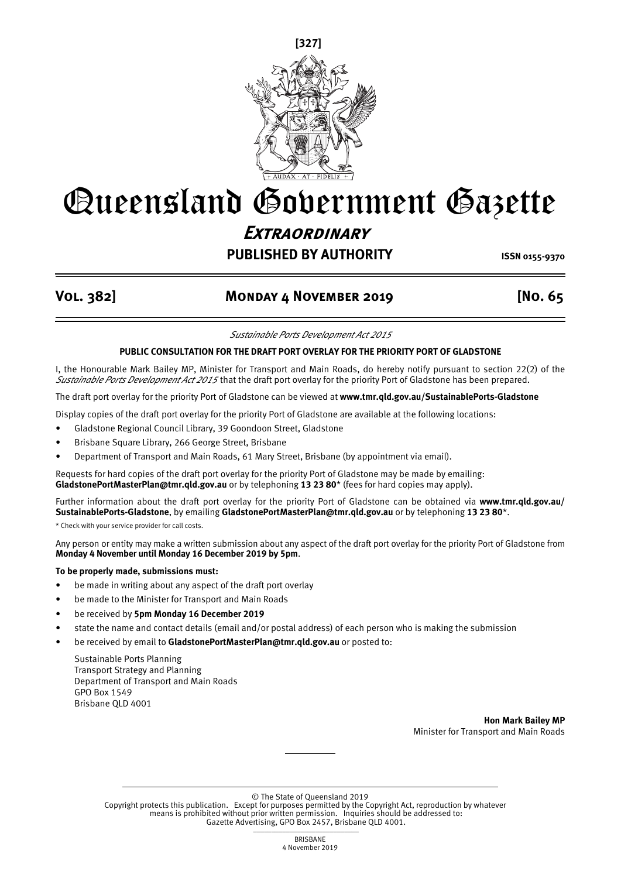[327]

# Queensland Government Gazette

## *Extraordinary*

**PUBLISHED BY AUTHORITY** **ISSN 0155-9370**

**Vol. 382] Monday 4 November 2019 [No. 65**

*Sustainable Ports Development Act 2015*

**PUBLIC CONSULTATION FOR THE DRAFT PORT OVERLAY FOR THE PRIORITY PORT OF GLADSTONE**

I, the Honourable Mark Bailey MP, Minister for Transport and Main Roads, do hereby notify pursuant to section 22(2) of the *Sustainable Ports Development Act 2015* that the draft port overlay for the priority Port of Gladstone has been prepared.

The draft port overlay for the priority Port of Gladstone can be viewed at **www.tmr.qld.gov.au/SustainablePorts-Gladstone**

Display copies of the draft port overlay for the priority Port of Gladstone are available at the following locations:

- Gladstone Regional Council Library, 39 Goondoon Street, Gladstone
- Brisbane Square Library, 266 George Street, Brisbane
- Department of Transport and Main Roads, 61 Mary Street, Brisbane (by appointment via email).

Requests for hard copies of the draft port overlay for the priority Port of Gladstone may be made by emailing: **GladstonePortMasterPlan@tmr.qld.gov.au** or by telephoning **13 23 80*** (fees for hard copies may apply).

Further information about the draft port overlay for the priority Port of Gladstone can be obtained via **www.tmr.qld.gov.au/SustainablePorts-Gladstone**, by emailing **GladstonePortMasterPlan@tmr.qld.gov.au** or by telephoning **13 23 80***.

* Check with your service provider for call costs.

Any person or entity may make a written submission about any aspect of the draft port overlay for the priority Port of Gladstone from **Monday 4 November until Monday 16 December 2019 by 5pm**.

**To be properly made, submissions must:**

- be made in writing about any aspect of the draft port overlay
- be made to the Minister for Transport and Main Roads
- be received by **5pm Monday 16 December 2019**
- state the name and contact details (email and/or postal address) of each person who is making the submission
- be received by email to **GladstonePortMasterPlan@tmr.qld.gov.au** or posted to:

  Sustainable Ports Planning
  Transport Strategy and Planning
  Department of Transport and Main Roads
  GPO Box 1549
  Brisbane QLD 4001

**Hon Mark Bailey MP**
Minister for Transport and Main Roads

© The State of Queensland 2019
Copyright protects this publication. Except for purposes permitted by the Copyright Act, reproduction by whatever means is prohibited without prior written permission. Inquiries should be addressed to: Gazette Advertising, GPO Box 2457, Brisbane QLD 4001.

BRISBANE
4 November 2019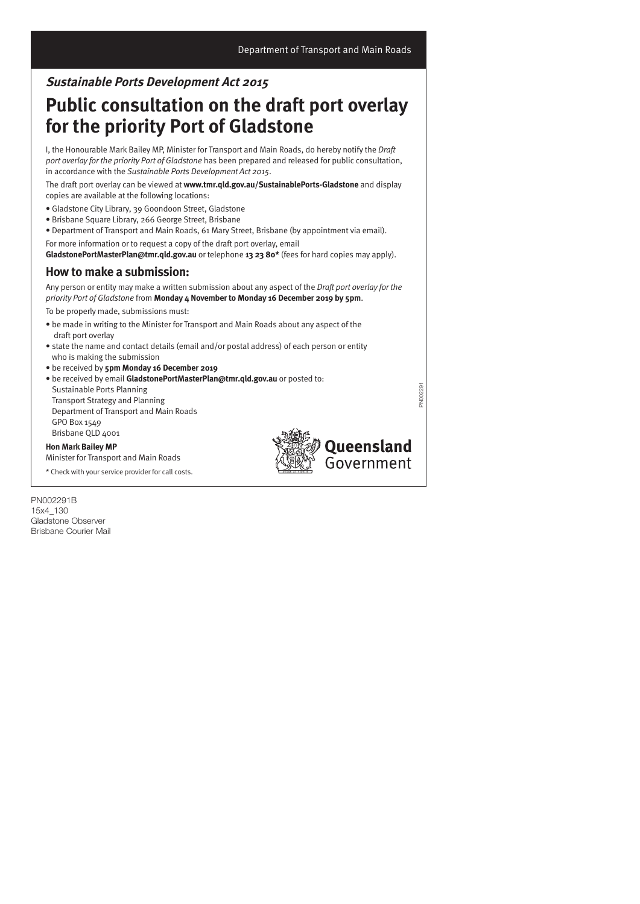Department of Transport and Main Roads

***Sustainable Ports Development Act 2015***

# Public consultation on the draft port overlay for the priority Port of Gladstone

I, the Honourable Mark Bailey MP, Minister for Transport and Main Roads, do hereby notify the *Draft port overlay for the priority Port of Gladstone* has been prepared and released for public consultation, in accordance with the *Sustainable Ports Development Act 2015*.

The draft port overlay can be viewed at **www.tmr.qld.gov.au/SustainablePorts-Gladstone** and display copies are available at the following locations:

- Gladstone City Library, 39 Goondoon Street, Gladstone
- Brisbane Square Library, 266 George Street, Brisbane
- Department of Transport and Main Roads, 61 Mary Street, Brisbane (by appointment via email).

For more information or to request a copy of the draft port overlay, email **GladstonePortMasterPlan@tmr.qld.gov.au** or telephone **13 23 80*** (fees for hard copies may apply).

## How to make a submission:

Any person or entity may make a written submission about any aspect of the *Draft port overlay for the priority Port of Gladstone* from **Monday 4 November to Monday 16 December 2019 by 5pm**.

To be properly made, submissions must:

- be made in writing to the Minister for Transport and Main Roads about any aspect of the draft port overlay
- state the name and contact details (email and/or postal address) of each person or entity who is making the submission
- be received by **5pm Monday 16 December 2019**
- be received by email **GladstonePortMasterPlan@tmr.qld.gov.au** or posted to:  
  Sustainable Ports Planning  
  Transport Strategy and Planning  
  Department of Transport and Main Roads  
  GPO Box 1549  
  Brisbane QLD 4001

**Hon Mark Bailey MP**  
Minister for Transport and Main Roads

\* Check with your service provider for call costs.

Queensland Government

PN002291

PN002291B  
15x4_130  
Gladstone Observer  
Brisbane Courier Mail